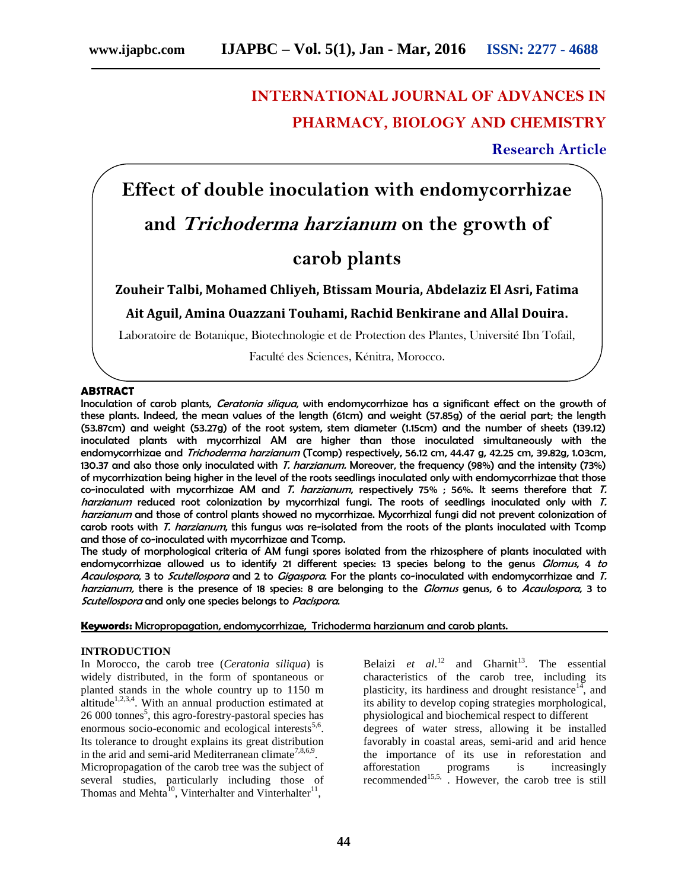# INTERNATIONAL JOURNAL OF ADVANCES IN PHARMACY, BIOLOGY AND CHEMISTRY

**Research Article**

# Effect of double inoculation with endomycorrhizae and *Trichoderma harzianum* on the growth of carob plants

**Zouheir Talbi, Mohamed Chliyeh, Btissam Mouria, Abdelaziz El Asri, Fatima Ait Aguil, Amina Ouazzani Touhami, Rachid Benkirane and Allal Douira.**

Laboratoire de Botanique, Biotechnologie et de Protection des Plantes, Université Ibn Tofail, Faculté des Sciences, Kénitra, Morocco.

## ABSTRACT

Inoculation of carob plants, *Ceratonia siliqua*, with endomycorrhizae has a significant effect on the growth of these plants. Indeed, the mean values of the length (61cm) and weight (57.85g) of the aerial part; the length (53.87cm) and weight (53.27g) of the root system, stem diameter (1.15cm) and the number of sheets (139.12) inoculated plants with mycorrhizal AM are higher than those inoculated simultaneously with the endomycorrhizae and *Trichoderma harzianum* (Tcomp) respectively, 56.12 cm, 44.47 g, 42.25 cm, 39.82g, 1.03cm, 130.37 and also those only inoculated with *T. harzianum*. Moreover, the frequency (98%) and the intensity (73%) of mycorrhization being higher in the level of the roots seedlings inoculated only with endomycorrhizae that those co-inoculated with mycorrhizae AM and *T. harzianum*, respectively 75% ; 56%. It seems therefore that *T. harzianum* reduced root colonization by mycorrhizal fungi. The roots of seedlings inoculated only with *T. harzianum* and those of control plants showed no mycorrhizae. Mycorrhizal fungi did not prevent colonization of carob roots with *T. harzianum*, this fungus was re-isolated from the roots of the plants inoculated with Tcomp and those of co-inoculated with mycorrhizae and Tcomp.

The study of morphological criteria of AM fungi spores isolated from the rhizosphere of plants inoculated with endomycorrhizae allowed us to identify 21 different species: 13 species belong to the genus *Glomus*, 4 to *Acaulospora*, 3 to *Scutellospora* and 2 to *Gigaspora*. For the plants co-inoculated with endomycorrhizae and *T. harzianum*, there is the presence of 18 species: 8 are belonging to the *Glomus* genus, 6 to *Acaulospora*, 3 to *Scutellospora* and only one species belongs to *Pacispora*.

**Keywords:** Micropropagation, endomycorrhizae, Trichoderma harzianum and carob plants.

## INTRODUCTION

In Morocco, the carob tree (*Ceratonia siliqua*) is widely distributed, in the form of spontaneous or planted stands in the whole country up to 1150 m altitude[1,2,3,4]. With an annual production estimated at 26 000 tonnes[5], this agro-forestry-pastoral species has enormous socio-economic and ecological interests[5,6]. Its tolerance to drought explains its great distribution in the arid and semi-arid Mediterranean climate[7,8,6,9]. Micropropagation of the carob tree was the subject of several studies, particularly including those of Thomas and Mehta[10], Vinterhalter and Vinterhalter[11], Belaizi *et al.*[12] and Gharnit[13]. The essential characteristics of the carob tree, including its plasticity, its hardiness and drought resistance[14], and its ability to develop coping strategies morphological, physiological and biochemical respect to different degrees of water stress, allowing it be installed favorably in coastal areas, semi-arid and arid hence the importance of its use in reforestation and afforestation programs is increasingly recommended[15,5,]. However, the carob tree is still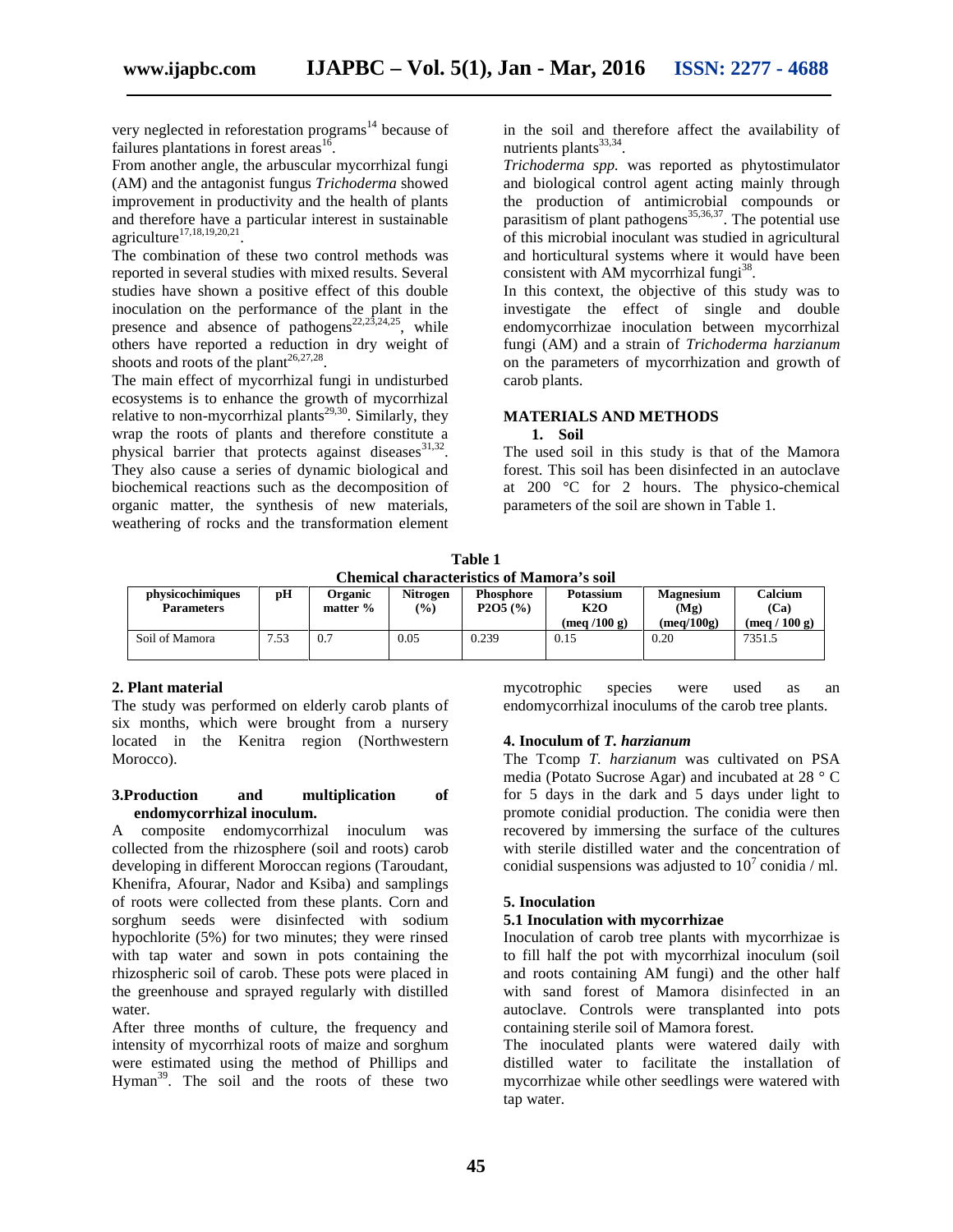very neglected in reforestation programs[14] because of failures plantations in forest areas[16].

From another angle, the arbuscular mycorrhizal fungi (AM) and the antagonist fungus *Trichoderma* showed improvement in productivity and the health of plants and therefore have a particular interest in sustainable agriculture[17,18,19,20,21].

The combination of these two control methods was reported in several studies with mixed results. Several studies have shown a positive effect of this double inoculation on the performance of the plant in the presence and absence of pathogens[22,23,24,25], while others have reported a reduction in dry weight of shoots and roots of the plant[26,27,28].

The main effect of mycorrhizal fungi in undisturbed ecosystems is to enhance the growth of mycorrhizal relative to non-mycorrhizal plants[29,30]. Similarly, they wrap the roots of plants and therefore constitute a physical barrier that protects against diseases[31,32]. They also cause a series of dynamic biological and biochemical reactions such as the decomposition of organic matter, the synthesis of new materials, weathering of rocks and the transformation element in the soil and therefore affect the availability of nutrients plants[33,34].

*Trichoderma spp.* was reported as phytostimulator and biological control agent acting mainly through the production of antimicrobial compounds or parasitism of plant pathogens[35,36,37]. The potential use of this microbial inoculant was studied in agricultural and horticultural systems where it would have been consistent with AM mycorrhizal fungi[38].

In this context, the objective of this study was to investigate the effect of single and double endomycorrhizae inoculation between mycorrhizal fungi (AM) and a strain of *Trichoderma harzianum* on the parameters of mycorrhization and growth of carob plants.

## MATERIALS AND METHODS

### 1. Soil

The used soil in this study is that of the Mamora forest. This soil has been disinfected in an autoclave at 200 °C for 2 hours. The physico-chemical parameters of the soil are shown in Table 1.

**Table 1**
**Chemical characteristics of Mamora's soil**

| physicochimiques Parameters | pH | Organic matter % | Nitrogen (%) | Phosphore P2O5 (%) | Potassium K2O (meq /100 g) | Magnesium (Mg) (meq/100g) | Calcium (Ca) (meq / 100 g) |
|---|---|---|---|---|---|---|---|
| Soil of Mamora | 7.53 | 0.7 | 0.05 | 0.239 | 0.15 | 0.20 | 7351.5 |

### 2. Plant material

The study was performed on elderly carob plants of six months, which were brought from a nursery located in the Kenitra region (Northwestern Morocco).

### 3. Production and multiplication of endomycorrhizal inoculum.

A composite endomycorrhizal inoculum was collected from the rhizosphere (soil and roots) carob developing in different Moroccan regions (Taroudant, Khenifra, Afourar, Nador and Ksiba) and samplings of roots were collected from these plants. Corn and sorghum seeds were disinfected with sodium hypochlorite (5%) for two minutes; they were rinsed with tap water and sown in pots containing the rhizospheric soil of carob. These pots were placed in the greenhouse and sprayed regularly with distilled water.

After three months of culture, the frequency and intensity of mycorrhizal roots of maize and sorghum were estimated using the method of Phillips and Hyman[39]. The soil and the roots of these two mycotrophic species were used as an endomycorrhizal inoculums of the carob tree plants.

### 4. Inoculum of *T. harzianum*

The Tcomp *T. harzianum* was cultivated on PSA media (Potato Sucrose Agar) and incubated at 28 ° C for 5 days in the dark and 5 days under light to promote conidial production. The conidia were then recovered by immersing the surface of the cultures with sterile distilled water and the concentration of conidial suspensions was adjusted to $10^7$ conidia / ml.

### 5. Inoculation

#### 5.1 Inoculation with mycorrhizae

Inoculation of carob tree plants with mycorrhizae is to fill half the pot with mycorrhizal inoculum (soil and roots containing AM fungi) and the other half with sand forest of Mamora disinfected in an autoclave. Controls were transplanted into pots containing sterile soil of Mamora forest.

The inoculated plants were watered daily with distilled water to facilitate the installation of mycorrhizae while other seedlings were watered with tap water.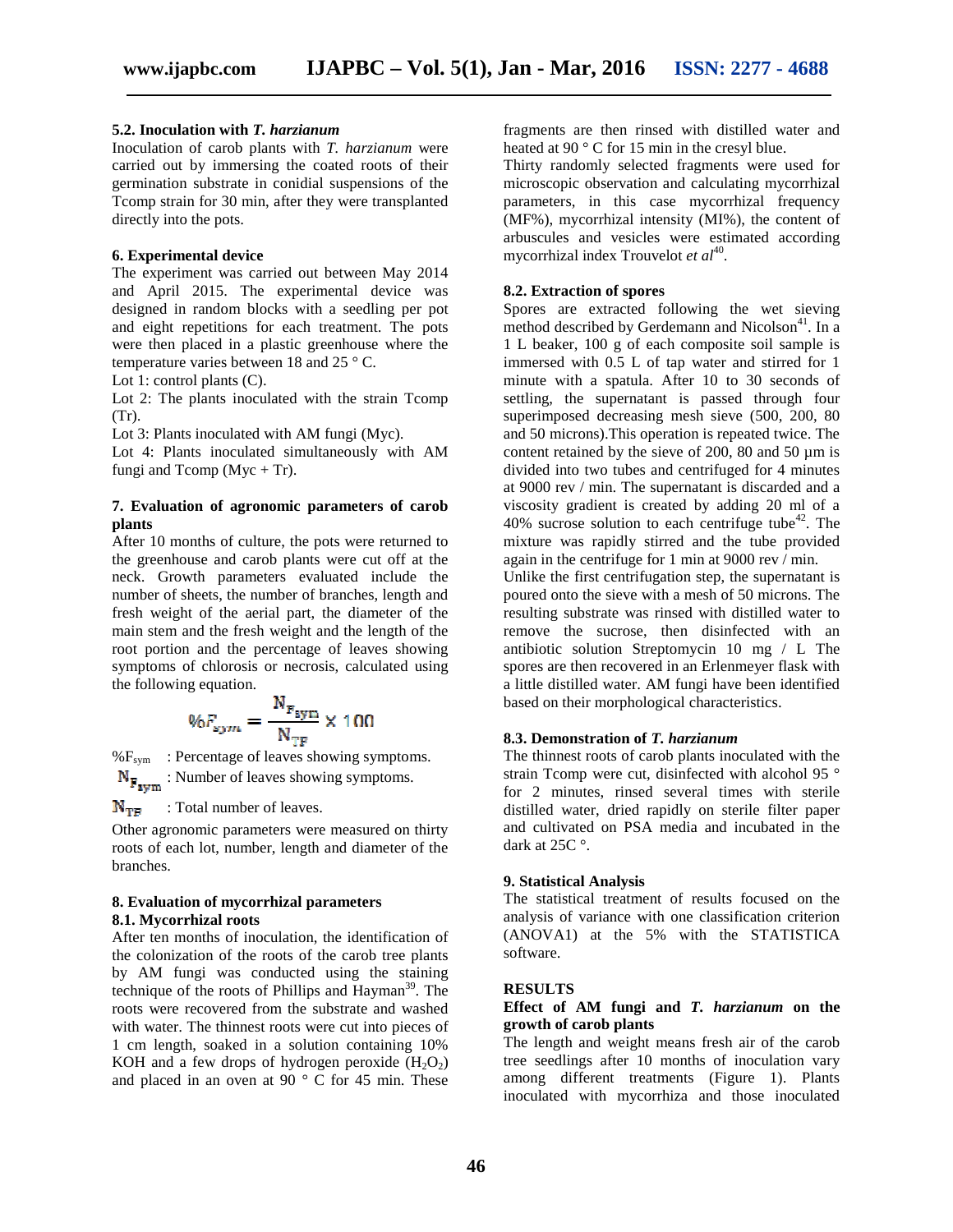### 5.2. Inoculation with *T. harzianum*

Inoculation of carob plants with *T. harzianum* were carried out by immersing the coated roots of their germination substrate in conidial suspensions of the Tcomp strain for 30 min, after they were transplanted directly into the pots.

### 6. Experimental device

The experiment was carried out between May 2014 and April 2015. The experimental device was designed in random blocks with a seedling per pot and eight repetitions for each treatment. The pots were then placed in a plastic greenhouse where the temperature varies between 18 and 25 ° C.

Lot 1: control plants (C).

Lot 2: The plants inoculated with the strain Tcomp (Tr).

Lot 3: Plants inoculated with AM fungi (Myc).

Lot 4: Plants inoculated simultaneously with AM fungi and Tcomp (Myc + Tr).

### 7. Evaluation of agronomic parameters of carob plants

After 10 months of culture, the pots were returned to the greenhouse and carob plants were cut off at the neck. Growth parameters evaluated include the number of sheets, the number of branches, length and fresh weight of the aerial part, the diameter of the main stem and the fresh weight and the length of the root portion and the percentage of leaves showing symptoms of chlorosis or necrosis, calculated using the following equation.

$$\%F_{sym} = \frac{N_{F_{sym}}}{N_{TF}} \times 100$$

$\%F_{sym}$ : Percentage of leaves showing symptoms.

$N_{F_{sym}}$ : Number of leaves showing symptoms.

$N_{TF}$ : Total number of leaves.

Other agronomic parameters were measured on thirty roots of each lot, number, length and diameter of the branches.

### 8. Evaluation of mycorrhizal parameters

#### 8.1. Mycorrhizal roots

After ten months of inoculation, the identification of the colonization of the roots of the carob tree plants by AM fungi was conducted using the staining technique of the roots of Phillips and Hayman[39]. The roots were recovered from the substrate and washed with water. The thinnest roots were cut into pieces of 1 cm length, soaked in a solution containing 10% KOH and a few drops of hydrogen peroxide ($H_2O_2$) and placed in an oven at 90 ° C for 45 min. These fragments are then rinsed with distilled water and heated at 90 ° C for 15 min in the cresyl blue.

Thirty randomly selected fragments were used for microscopic observation and calculating mycorrhizal parameters, in this case mycorrhizal frequency (MF%), mycorrhizal intensity (MI%), the content of arbuscules and vesicles were estimated according mycorrhizal index Trouvelot *et al*[40].

#### 8.2. Extraction of spores

Spores are extracted following the wet sieving method described by Gerdemann and Nicolson[41]. In a 1 L beaker, 100 g of each composite soil sample is immersed with 0.5 L of tap water and stirred for 1 minute with a spatula. After 10 to 30 seconds of settling, the supernatant is passed through four superimposed decreasing mesh sieve (500, 200, 80 and 50 microns).This operation is repeated twice. The content retained by the sieve of 200, 80 and 50 µm is divided into two tubes and centrifuged for 4 minutes at 9000 rev / min. The supernatant is discarded and a viscosity gradient is created by adding 20 ml of a 40% sucrose solution to each centrifuge tube[42]. The mixture was rapidly stirred and the tube provided again in the centrifuge for 1 min at 9000 rev / min.

Unlike the first centrifugation step, the supernatant is poured onto the sieve with a mesh of 50 microns. The resulting substrate was rinsed with distilled water to remove the sucrose, then disinfected with an antibiotic solution Streptomycin 10 mg / L The spores are then recovered in an Erlenmeyer flask with a little distilled water. AM fungi have been identified based on their morphological characteristics.

#### 8.3. Demonstration of *T. harzianum*

The thinnest roots of carob plants inoculated with the strain Tcomp were cut, disinfected with alcohol 95 ° for 2 minutes, rinsed several times with sterile distilled water, dried rapidly on sterile filter paper and cultivated on PSA media and incubated in the dark at 25C °.

### 9. Statistical Analysis

The statistical treatment of results focused on the analysis of variance with one classification criterion (ANOVA1) at the 5% with the STATISTICA software.

## RESULTS

### Effect of AM fungi and *T. harzianum* on the growth of carob plants

The length and weight means fresh air of the carob tree seedlings after 10 months of inoculation vary among different treatments (Figure 1). Plants inoculated with mycorrhiza and those inoculated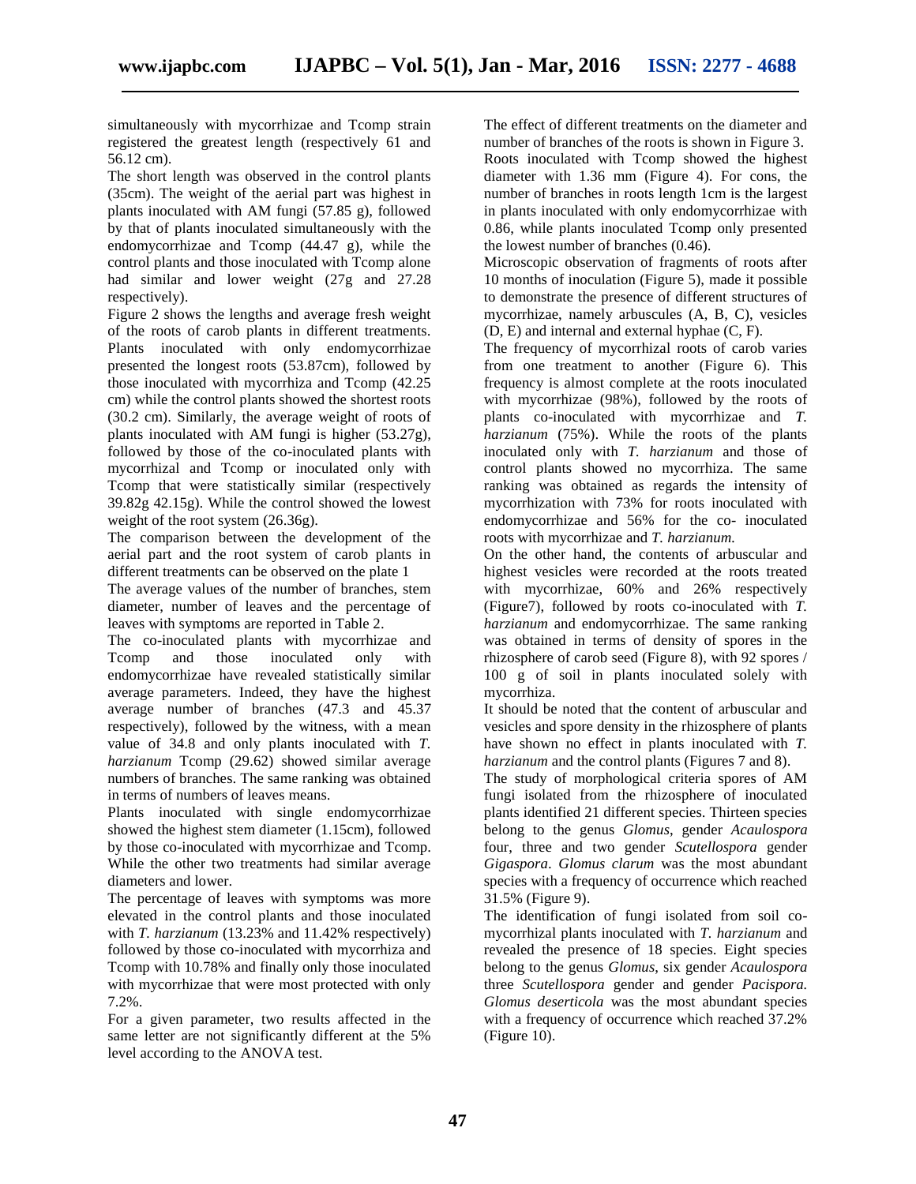simultaneously with mycorrhizae and Tcomp strain registered the greatest length (respectively 61 and 56.12 cm).

The short length was observed in the control plants (35cm). The weight of the aerial part was highest in plants inoculated with AM fungi (57.85 g), followed by that of plants inoculated simultaneously with the endomycorrhizae and Tcomp (44.47 g), while the control plants and those inoculated with Tcomp alone had similar and lower weight (27g and 27.28 respectively).

Figure 2 shows the lengths and average fresh weight of the roots of carob plants in different treatments. Plants inoculated with only endomycorrhizae presented the longest roots (53.87cm), followed by those inoculated with mycorrhiza and Tcomp (42.25 cm) while the control plants showed the shortest roots (30.2 cm). Similarly, the average weight of roots of plants inoculated with AM fungi is higher (53.27g), followed by those of the co-inoculated plants with mycorrhizal and Tcomp or inoculated only with Tcomp that were statistically similar (respectively 39.82g 42.15g). While the control showed the lowest weight of the root system (26.36g).

The comparison between the development of the aerial part and the root system of carob plants in different treatments can be observed on the plate 1

The average values of the number of branches, stem diameter, number of leaves and the percentage of leaves with symptoms are reported in Table 2.

The co-inoculated plants with mycorrhizae and Tcomp and those inoculated only with endomycorrhizae have revealed statistically similar average parameters. Indeed, they have the highest average number of branches (47.3 and 45.37 respectively), followed by the witness, with a mean value of 34.8 and only plants inoculated with *T. harzianum* Tcomp (29.62) showed similar average numbers of branches. The same ranking was obtained in terms of numbers of leaves means.

Plants inoculated with single endomycorrhizae showed the highest stem diameter (1.15cm), followed by those co-inoculated with mycorrhizae and Tcomp. While the other two treatments had similar average diameters and lower.

The percentage of leaves with symptoms was more elevated in the control plants and those inoculated with *T. harzianum* (13.23% and 11.42% respectively) followed by those co-inoculated with mycorrhiza and Tcomp with 10.78% and finally only those inoculated with mycorrhizae that were most protected with only 7.2%.

For a given parameter, two results affected in the same letter are not significantly different at the 5% level according to the ANOVA test.

The effect of different treatments on the diameter and number of branches of the roots is shown in Figure 3. Roots inoculated with Tcomp showed the highest diameter with 1.36 mm (Figure 4). For cons, the number of branches in roots length 1cm is the largest in plants inoculated with only endomycorrhizae with 0.86, while plants inoculated Tcomp only presented the lowest number of branches (0.46).

Microscopic observation of fragments of roots after 10 months of inoculation (Figure 5), made it possible to demonstrate the presence of different structures of mycorrhizae, namely arbuscules (A, B, C), vesicles (D, E) and internal and external hyphae (C, F).

The frequency of mycorrhizal roots of carob varies from one treatment to another (Figure 6). This frequency is almost complete at the roots inoculated with mycorrhizae (98%), followed by the roots of plants co-inoculated with mycorrhizae and *T. harzianum* (75%). While the roots of the plants inoculated only with *T. harzianum* and those of control plants showed no mycorrhiza. The same ranking was obtained as regards the intensity of mycorrhization with 73% for roots inoculated with endomycorrhizae and 56% for the co- inoculated roots with mycorrhizae and *T. harzianum.*

On the other hand, the contents of arbuscular and highest vesicles were recorded at the roots treated with mycorrhizae, 60% and 26% respectively (Figure7), followed by roots co-inoculated with *T. harzianum* and endomycorrhizae. The same ranking was obtained in terms of density of spores in the rhizosphere of carob seed (Figure 8), with 92 spores / 100 g of soil in plants inoculated solely with mycorrhiza.

It should be noted that the content of arbuscular and vesicles and spore density in the rhizosphere of plants have shown no effect in plants inoculated with *T. harzianum* and the control plants (Figures 7 and 8).

The study of morphological criteria spores of AM fungi isolated from the rhizosphere of inoculated plants identified 21 different species. Thirteen species belong to the genus *Glomus*, gender *Acaulospora* four, three and two gender *Scutellospora* gender *Gigaspora*. *Glomus clarum* was the most abundant species with a frequency of occurrence which reached 31.5% (Figure 9).

The identification of fungi isolated from soil co-mycorrhizal plants inoculated with *T. harzianum* and revealed the presence of 18 species. Eight species belong to the genus *Glomus*, six gender *Acaulospora* three *Scutellospora* gender and gender *Pacispora.* *Glomus deserticola* was the most abundant species with a frequency of occurrence which reached 37.2% (Figure 10).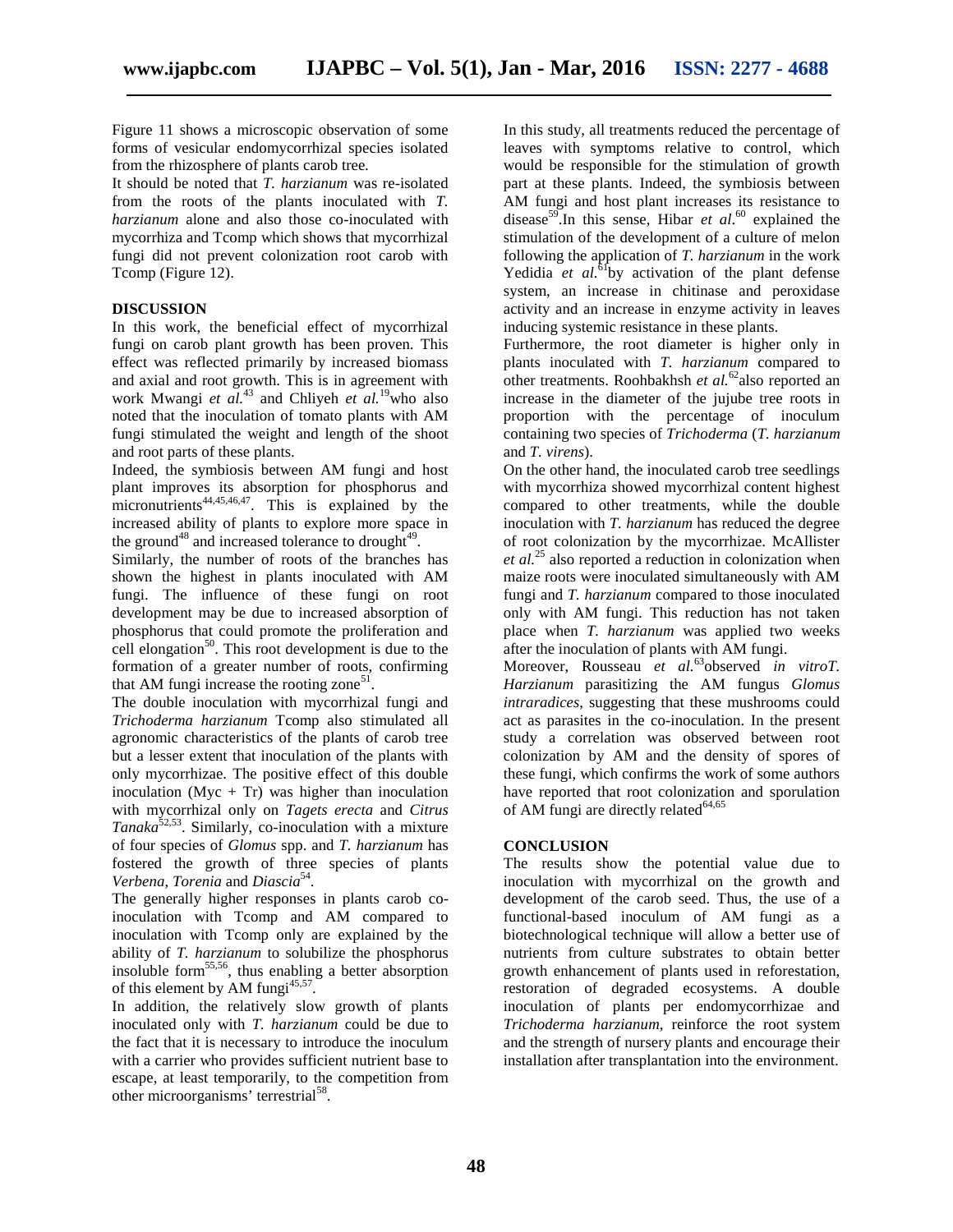Figure 11 shows a microscopic observation of some forms of vesicular endomycorrhizal species isolated from the rhizosphere of plants carob tree.

It should be noted that *T. harzianum* was re-isolated from the roots of the plants inoculated with *T. harzianum* alone and also those co-inoculated with mycorrhiza and Tcomp which shows that mycorrhizal fungi did not prevent colonization root carob with Tcomp (Figure 12).

## DISCUSSION

In this work, the beneficial effect of mycorrhizal fungi on carob plant growth has been proven. This effect was reflected primarily by increased biomass and axial and root growth. This is in agreement with work Mwangi *et al.*[43] and Chliyeh *et al.*[19]who also noted that the inoculation of tomato plants with AM fungi stimulated the weight and length of the shoot and root parts of these plants.

Indeed, the symbiosis between AM fungi and host plant improves its absorption for phosphorus and micronutrients[44,45,46,47]. This is explained by the increased ability of plants to explore more space in the ground[48] and increased tolerance to drought[49].

Similarly, the number of roots of the branches has shown the highest in plants inoculated with AM fungi. The influence of these fungi on root development may be due to increased absorption of phosphorus that could promote the proliferation and cell elongation[50]. This root development is due to the formation of a greater number of roots, confirming that AM fungi increase the rooting zone[51].

The double inoculation with mycorrhizal fungi and *Trichoderma harzianum* Tcomp also stimulated all agronomic characteristics of the plants of carob tree but a lesser extent that inoculation of the plants with only mycorrhizae. The positive effect of this double inoculation (Myc + Tr) was higher than inoculation with mycorrhizal only on *Tagets erecta* and *Citrus Tanaka*[52,53]. Similarly, co-inoculation with a mixture of four species of *Glomus* spp. and *T. harzianum* has fostered the growth of three species of plants *Verbena*, *Torenia* and *Diascia*[54].

The generally higher responses in plants carob co-inoculation with Tcomp and AM compared to inoculation with Tcomp only are explained by the ability of *T. harzianum* to solubilize the phosphorus insoluble form[55,56], thus enabling a better absorption of this element by AM fungi[45,57].

In addition, the relatively slow growth of plants inoculated only with *T. harzianum* could be due to the fact that it is necessary to introduce the inoculum with a carrier who provides sufficient nutrient base to escape, at least temporarily, to the competition from other microorganisms' terrestrial[58].

In this study, all treatments reduced the percentage of leaves with symptoms relative to control, which would be responsible for the stimulation of growth part at these plants. Indeed, the symbiosis between AM fungi and host plant increases its resistance to disease[59].In this sense, Hibar *et al*.[60] explained the stimulation of the development of a culture of melon following the application of *T. harzianum* in the work Yedidia *et al.*[61]by activation of the plant defense system, an increase in chitinase and peroxidase activity and an increase in enzyme activity in leaves inducing systemic resistance in these plants.

Furthermore, the root diameter is higher only in plants inoculated with *T. harzianum* compared to other treatments. Roohbakhsh *et al.*[62]also reported an increase in the diameter of the jujube tree roots in proportion with the percentage of inoculum containing two species of *Trichoderma* (*T. harzianum* and *T. virens*).

On the other hand, the inoculated carob tree seedlings with mycorrhiza showed mycorrhizal content highest compared to other treatments, while the double inoculation with *T. harzianum* has reduced the degree of root colonization by the mycorrhizae. McAllister *et al.*[25] also reported a reduction in colonization when maize roots were inoculated simultaneously with AM fungi and *T. harzianum* compared to those inoculated only with AM fungi. This reduction has not taken place when *T. harzianum* was applied two weeks after the inoculation of plants with AM fungi.

Moreover, Rousseau *et al.*[63]observed *in vitroT. Harzianum* parasitizing the AM fungus *Glomus intraradices*, suggesting that these mushrooms could act as parasites in the co-inoculation. In the present study a correlation was observed between root colonization by AM and the density of spores of these fungi, which confirms the work of some authors have reported that root colonization and sporulation of AM fungi are directly related[64,65]

## CONCLUSION

The results show the potential value due to inoculation with mycorrhizal on the growth and development of the carob seed. Thus, the use of a functional-based inoculum of AM fungi as a biotechnological technique will allow a better use of nutrients from culture substrates to obtain better growth enhancement of plants used in reforestation, restoration of degraded ecosystems. A double inoculation of plants per endomycorrhizae and *Trichoderma harzianum*, reinforce the root system and the strength of nursery plants and encourage their installation after transplantation into the environment.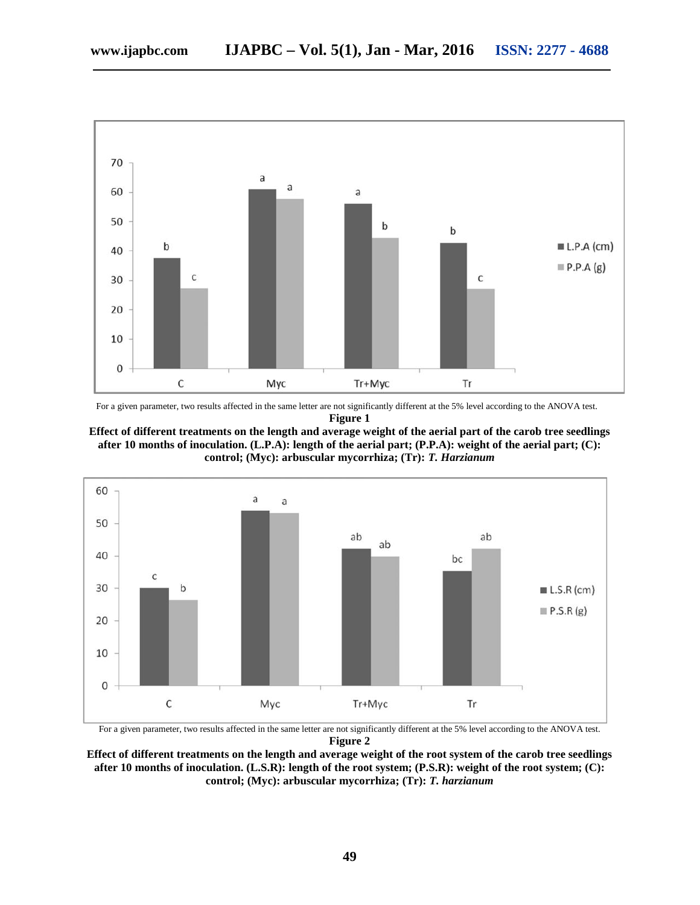For a given parameter, two results affected in the same letter are not significantly different at the 5% level according to the ANOVA test.

**Figure 1**

**Effect of different treatments on the length and average weight of the aerial part of the carob tree seedlings after 10 months of inoculation. (L.P.A): length of the aerial part; (P.P.A): weight of the aerial part; (C): control; (Myc): arbuscular mycorrhiza; (Tr): *T. Harzianum***

For a given parameter, two results affected in the same letter are not significantly different at the 5% level according to the ANOVA test.

**Figure 2**

**Effect of different treatments on the length and average weight of the root system of the carob tree seedlings after 10 months of inoculation. (L.S.R): length of the root system; (P.S.R): weight of the root system; (C): control; (Myc): arbuscular mycorrhiza; (Tr): *T. harzianum***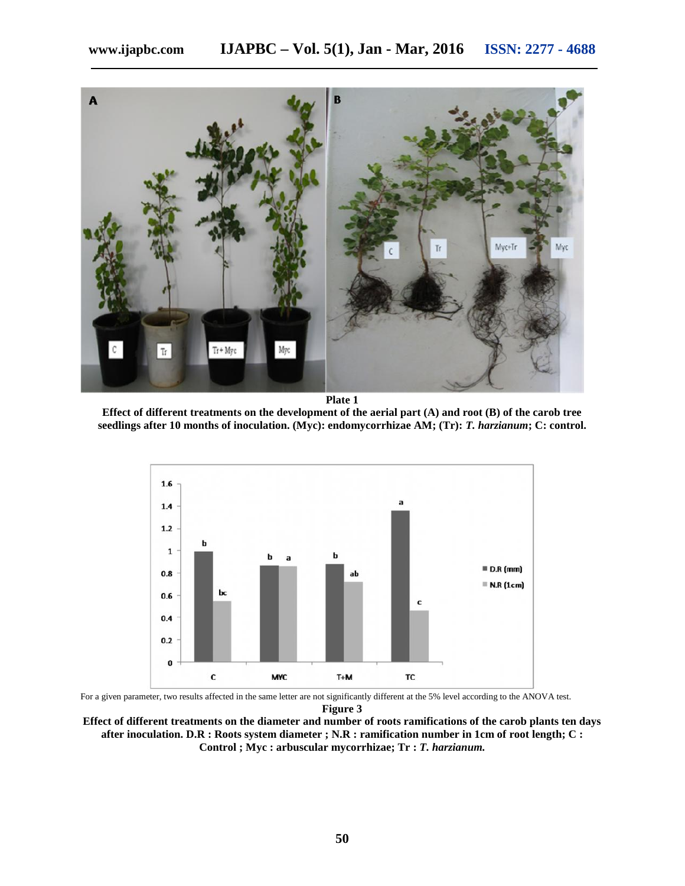**Plate 1**

**Effect of different treatments on the development of the aerial part (A) and root (B) of the carob tree seedlings after 10 months of inoculation. (Myc): endomycorrhizae AM; (Tr): *T. harzianum*; C: control.**

For a given parameter, two results affected in the same letter are not significantly different at the 5% level according to the ANOVA test.

**Figure 3**

**Effect of different treatments on the diameter and number of roots ramifications of the carob plants ten days after inoculation. D.R : Roots system diameter ; N.R : ramification number in 1cm of root length; C : Control ; Myc : arbuscular mycorrhizae; Tr : *T. harzianum.***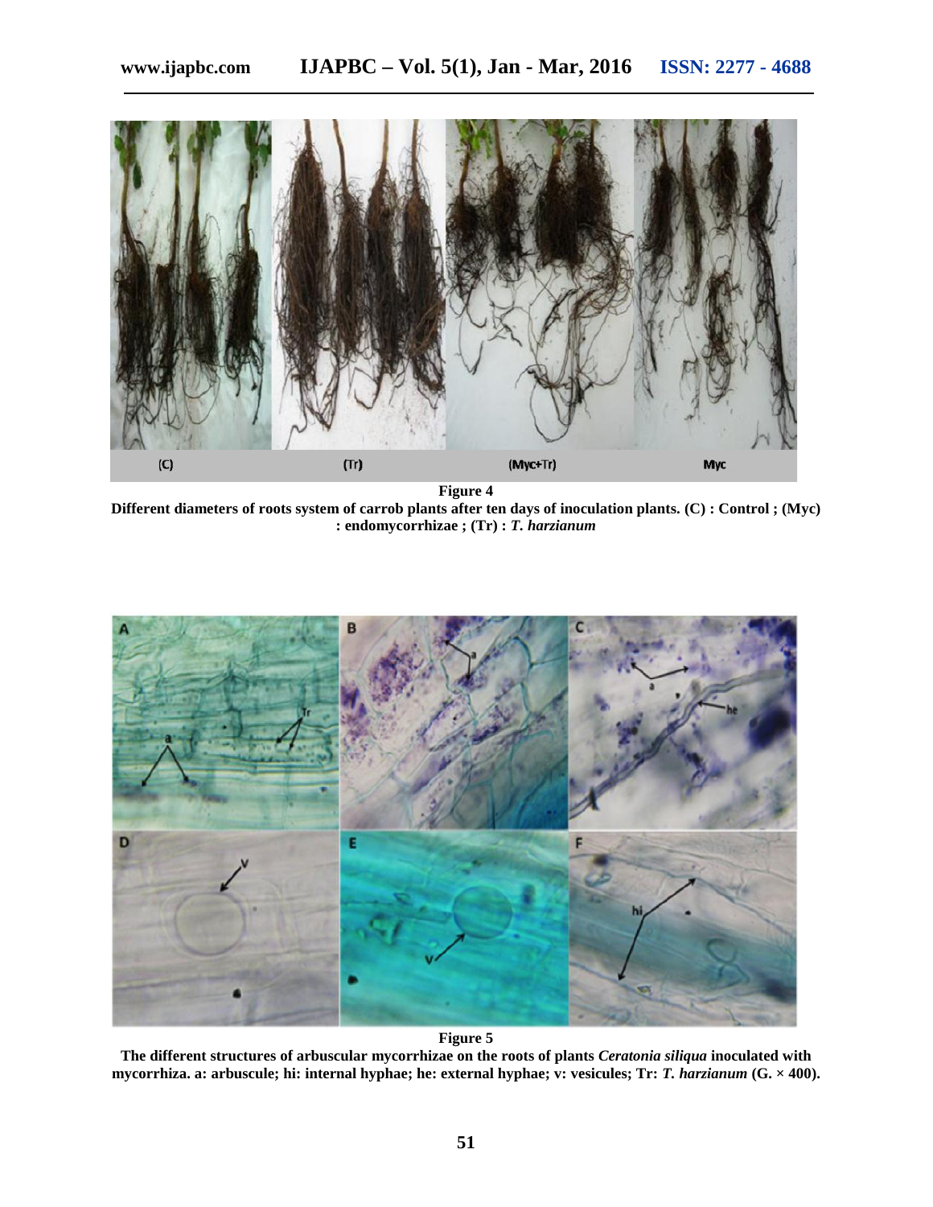**Figure 4**

**Different diameters of roots system of carrob plants after ten days of inoculation plants. (C) : Control ; (Myc) : endomycorrhizae ; (Tr) : *T. harzianum***

**Figure 5**

**The different structures of arbuscular mycorrhizae on the roots of plants *Ceratonia siliqua* inoculated with mycorrhiza. a: arbuscule; hi: internal hyphae; he: external hyphae; v: vesicules; Tr: *T. harzianum* (G. × 400).**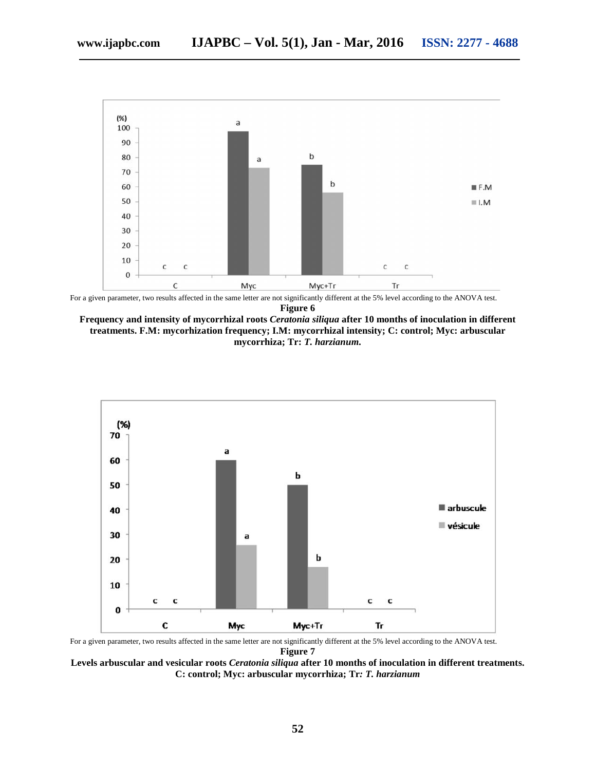For a given parameter, two results affected in the same letter are not significantly different at the 5% level according to the ANOVA test.

**Figure 6**

**Frequency and intensity of mycorrhizal roots *Ceratonia siliqua* after 10 months of inoculation in different treatments. F.M: mycorhization frequency; I.M: mycorrhizal intensity; C: control; Myc: arbuscular mycorrhiza; Tr: *T. harzianum.***

For a given parameter, two results affected in the same letter are not significantly different at the 5% level according to the ANOVA test.

**Figure 7**

**Levels arbuscular and vesicular roots *Ceratonia siliqua* after 10 months of inoculation in different treatments. C: control; Myc: arbuscular mycorrhiza; Tr: *T. harzianum***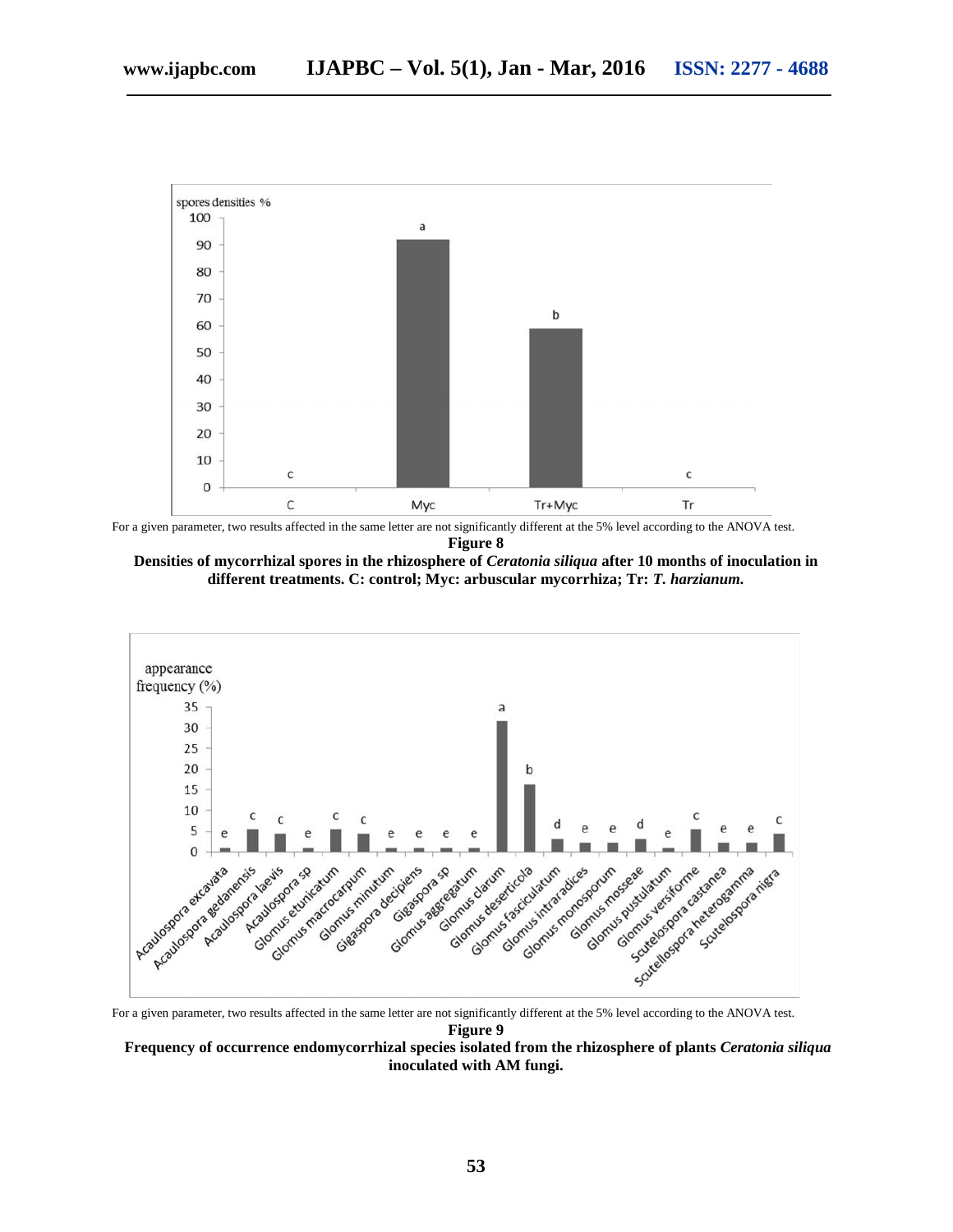For a given parameter, two results affected in the same letter are not significantly different at the 5% level according to the ANOVA test.

**Figure 8**

**Densities of mycorrhizal spores in the rhizosphere of *Ceratonia siliqua* after 10 months of inoculation in different treatments. C: control; Myc: arbuscular mycorrhiza; Tr: *T. harzianum.***

For a given parameter, two results affected in the same letter are not significantly different at the 5% level according to the ANOVA test.

**Figure 9**

**Frequency of occurrence endomycorrhizal species isolated from the rhizosphere of plants *Ceratonia siliqua* inoculated with AM fungi.**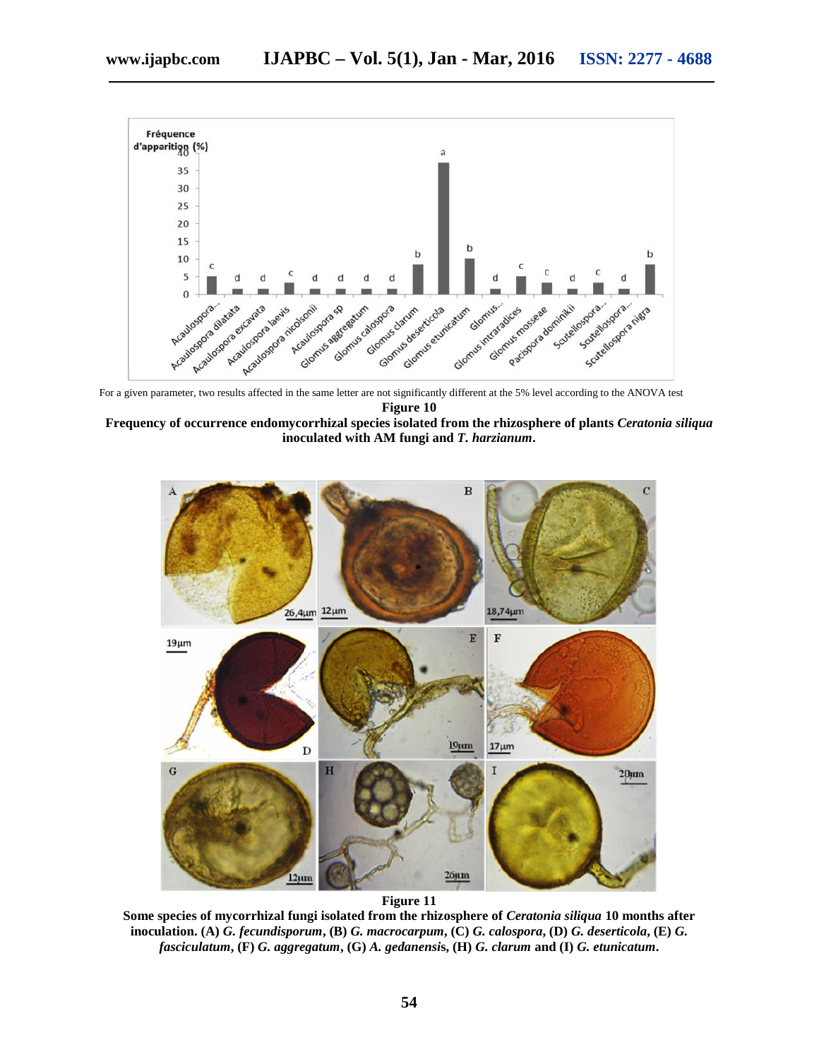For a given parameter, two results affected in the same letter are not significantly different at the 5% level according to the ANOVA test

**Figure 10**

**Frequency of occurrence endomycorrhizal species isolated from the rhizosphere of plants *Ceratonia siliqua* inoculated with AM fungi and *T. harzianum*.**

**Figure 11**

**Some species of mycorrhizal fungi isolated from the rhizosphere of *Ceratonia siliqua* 10 months after inoculation. (A) *G. fecundisporum*, (B) *G. macrocarpum*, (C) *G. calospora*, (D) *G. deserticola*, (E) *G. fasciculatum*, (F) *G. aggregatum*, (G) *A. gedanensis*, (H) *G. clarum* and (I) *G. etunicatum*.**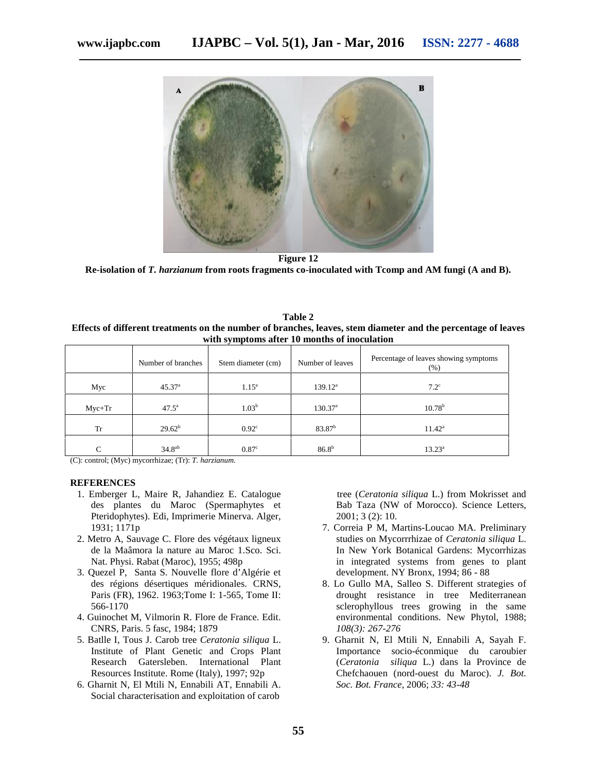**Figure 12**

**Re-isolation of *T. harzianum* from roots fragments co-inoculated with Tcomp and AM fungi (A and B).**

**Table 2**
**Effects of different treatments on the number of branches, leaves, stem diameter and the percentage of leaves with symptoms after 10 months of inoculation**

| | Number of branches | Stem diameter (cm) | Number of leaves | Percentage of leaves showing symptoms (%) |
|---|---|---|---|---|
| Myc | $45.37^{a}$ | $1.15^{a}$ | $139.12^{a}$ | $7.2^{c}$ |
| Myc+Tr | $47.5^{a}$ | $1.03^{b}$ | $130.37^{a}$ | $10.78^{b}$ |
| Tr | $29.62^{b}$ | $0.92^{c}$ | $83.87^{b}$ | $11.42^{a}$ |
| C | $34.8^{ab}$ | $0.87^{c}$ | $86.8^{b}$ | $13.23^{a}$ |

(C): control; (Myc) mycorrhizae; (Tr): *T. harzianum.*

## REFERENCES

1. Emberger L, Maire R, Jahandiez E. Catalogue des plantes du Maroc (Spermaphytes et Pteridophytes). Edi, Imprimerie Minerva. Alger, 1931; 1171p
2. Metro A, Sauvage C. Flore des végétaux ligneux de la Maâmora la nature au Maroc 1.Sco. Sci. Nat. Physi. Rabat (Maroc), 1955; 498p
3. Quezel P, Santa S. Nouvelle flore d'Algérie et des régions désertiques méridionales. CRNS, Paris (FR), 1962. 1963;Tome I: 1-565, Tome II: 566-1170
4. Guinochet M, Vilmorin R. Flore de France. Edit. CNRS, Paris. 5 fasc, 1984; 1879
5. Batlle I, Tous J. Carob tree *Ceratonia siliqua* L. Institute of Plant Genetic and Crops Plant Research Gatersleben. International Plant Resources Institute. Rome (Italy), 1997; 92p
6. Gharnit N, El Mtili N, Ennabili AT, Ennabili A. Social characterisation and exploitation of carob tree (*Ceratonia siliqua* L.) from Mokrisset and Bab Taza (NW of Morocco). Science Letters, 2001; 3 (2): 10.
7. Correia P M, Martins-Loucao MA. Preliminary studies on Mycorrrhizae of *Ceratonia siliqua* L. In New York Botanical Gardens: Mycorrhizas in integrated systems from genes to plant development. NY Bronx, 1994; 86 - 88
8. Lo Gullo MA, Salleo S. Different strategies of drought resistance in tree Mediterranean sclerophyllous trees growing in the same environmental conditions. New Phytol, 1988; *108(3): 267-276*
9. Gharnit N, El Mtili N, Ennabili A, Sayah F. Importance socio-éconmique du caroubier (*Ceratonia siliqua* L.) dans la Province de Chefchaouen (nord-ouest du Maroc). *J. Bot. Soc. Bot. France*, 2006; *33: 43-48*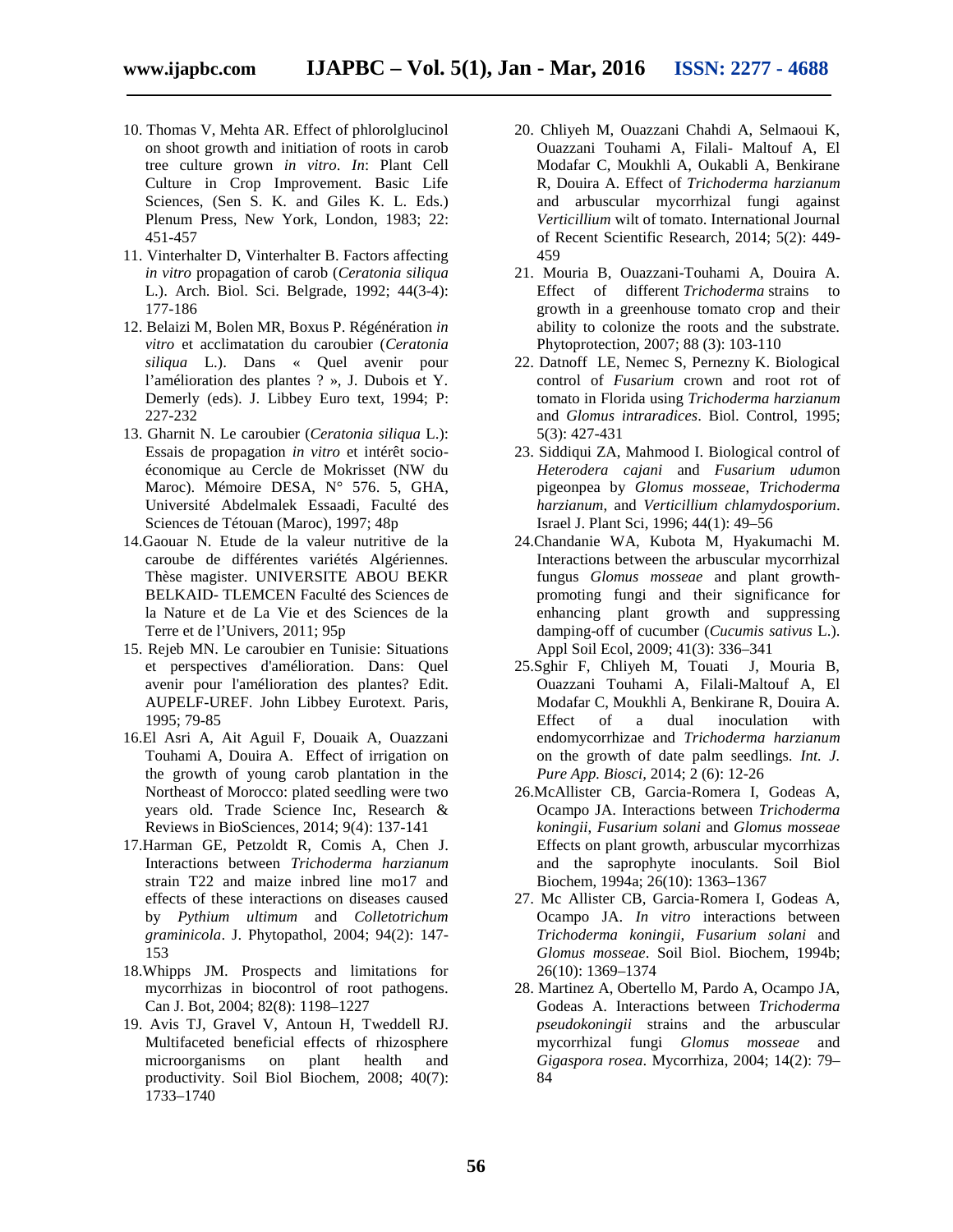10. Thomas V, Mehta AR. Effect of phlorolglucinol on shoot growth and initiation of roots in carob tree culture grown *in vitro*. *In*: Plant Cell Culture in Crop Improvement. Basic Life Sciences, (Sen S. K. and Giles K. L. Eds.) Plenum Press, New York, London, 1983; 22: 451-457
11. Vinterhalter D, Vinterhalter B. Factors affecting *in vitro* propagation of carob (*Ceratonia siliqua* L.). Arch. Biol. Sci. Belgrade, 1992; 44(3-4): 177-186
12. Belaizi M, Bolen MR, Boxus P. Régénération *in vitro* et acclimatation du caroubier (*Ceratonia siliqua* L.). Dans « Quel avenir pour l'amélioration des plantes ? », J. Dubois et Y. Demerly (eds). J. Libbey Euro text, 1994; P: 227-232
13. Gharnit N. Le caroubier (*Ceratonia siliqua* L.): Essais de propagation *in vitro* et intérêt socio-économique au Cercle de Mokrisset (NW du Maroc). Mémoire DESA, N° 576. 5, GHA, Université Abdelmalek Essaadi, Faculté des Sciences de Tétouan (Maroc), 1997; 48p
14. Gaouar N. Etude de la valeur nutritive de la caroube de différentes variétés Algériennes. Thèse magister. UNIVERSITE ABOU BEKR BELKAID- TLEMCEN Faculté des Sciences de la Nature et de La Vie et des Sciences de la Terre et de l'Univers, 2011; 95p
15. Rejeb MN. Le caroubier en Tunisie: Situations et perspectives d'amélioration. Dans: Quel avenir pour l'amélioration des plantes? Edit. AUPELF-UREF. John Libbey Eurotext. Paris, 1995; 79-85
16. El Asri A, Ait Aguil F, Douaik A, Ouazzani Touhami A, Douira A. Effect of irrigation on the growth of young carob plantation in the Northeast of Morocco: plated seedling were two years old. Trade Science Inc, Research & Reviews in BioSciences, 2014; 9(4): 137-141
17. Harman GE, Petzoldt R, Comis A, Chen J. Interactions between *Trichoderma harzianum* strain T22 and maize inbred line mo17 and effects of these interactions on diseases caused by *Pythium ultimum* and *Colletotrichum graminicola*. J. Phytopathol, 2004; 94(2): 147-153
18. Whipps JM. Prospects and limitations for mycorrhizas in biocontrol of root pathogens. Can J. Bot, 2004; 82(8): 1198–1227
19. Avis TJ, Gravel V, Antoun H, Tweddell RJ. Multifaceted beneficial effects of rhizosphere microorganisms on plant health and productivity. Soil Biol Biochem, 2008; 40(7): 1733–1740
20. Chliyeh M, Ouazzani Chahdi A, Selmaoui K, Ouazzani Touhami A, Filali- Maltouf A, El Modafar C, Moukhli A, Oukabli A, Benkirane R, Douira A. Effect of *Trichoderma harzianum* and arbuscular mycorrhizal fungi against *Verticillium* wilt of tomato. International Journal of Recent Scientific Research, 2014; 5(2): 449-459
21. Mouria B, Ouazzani-Touhami A, Douira A. Effect of different *Trichoderma* strains to growth in a greenhouse tomato crop and their ability to colonize the roots and the substrate. Phytoprotection, 2007; 88 (3): 103-110
22. Datnoff LE, Nemec S, Pernezny K. Biological control of *Fusarium* crown and root rot of tomato in Florida using *Trichoderma harzianum* and *Glomus intraradices*. Biol. Control, 1995; 5(3): 427-431
23. Siddiqui ZA, Mahmood I. Biological control of *Heterodera cajani* and *Fusarium udum* on pigeonpea by *Glomus mosseae*, *Trichoderma harzianum*, and *Verticillium chlamydosporium*. Israel J. Plant Sci, 1996; 44(1): 49–56
24. Chandanie WA, Kubota M, Hyakumachi M. Interactions between the arbuscular mycorrhizal fungus *Glomus mosseae* and plant growth-promoting fungi and their significance for enhancing plant growth and suppressing damping-off of cucumber (*Cucumis sativus* L.). Appl Soil Ecol, 2009; 41(3): 336–341
25. Sghir F, Chliyeh M, Touati J, Mouria B, Ouazzani Touhami A, Filali-Maltouf A, El Modafar C, Moukhli A, Benkirane R, Douira A. Effect of a dual inoculation with endomycorrhizae and *Trichoderma harzianum* on the growth of date palm seedlings. *Int. J. Pure App. Biosci,* 2014; 2 (6): 12-26
26. McAllister CB, Garcia-Romera I, Godeas A, Ocampo JA. Interactions between *Trichoderma koningii*, *Fusarium solani* and *Glomus mosseae* Effects on plant growth, arbuscular mycorrhizas and the saprophyte inoculants. Soil Biol Biochem, 1994a; 26(10): 1363–1367
27. Mc Allister CB, Garcia-Romera I, Godeas A, Ocampo JA. *In vitro* interactions between *Trichoderma koningii, Fusarium solani* and *Glomus mosseae*. Soil Biol. Biochem, 1994b; 26(10): 1369–1374
28. Martinez A, Obertello M, Pardo A, Ocampo JA, Godeas A. Interactions between *Trichoderma pseudokoningii* strains and the arbuscular mycorrhizal fungi *Glomus mosseae* and *Gigaspora rosea*. Mycorrhiza, 2004; 14(2): 79–84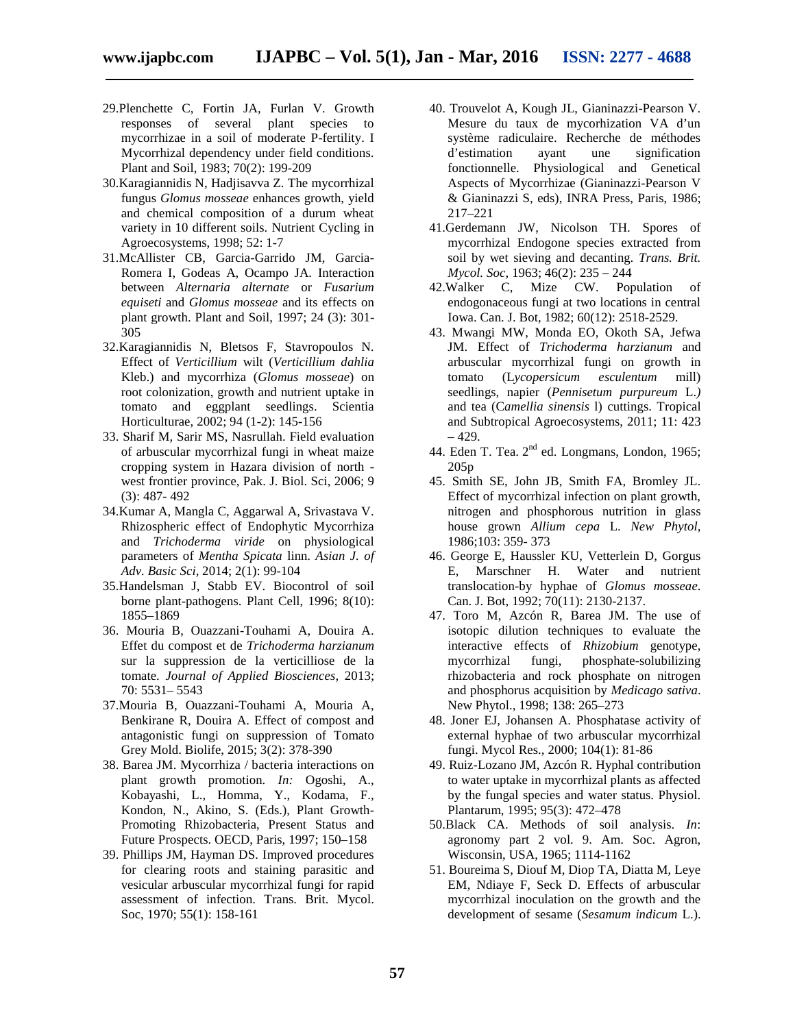29. Plenchette C, Fortin JA, Furlan V. Growth responses of several plant species to mycorrhizae in a soil of moderate P-fertility. I Mycorrhizal dependency under field conditions. Plant and Soil, 1983; 70(2): 199-209
30. Karagiannidis N, Hadjisavva Z. The mycorrhizal fungus *Glomus mosseae* enhances growth, yield and chemical composition of a durum wheat variety in 10 different soils. Nutrient Cycling in Agroecosystems, 1998; 52: 1-7
31. McAllister CB, Garcia-Garrido JM, Garcia-Romera I, Godeas A, Ocampo JA. Interaction between *Alternaria alternate* or *Fusarium equiseti* and *Glomus mosseae* and its effects on plant growth. Plant and Soil, 1997; 24 (3): 301-305
32. Karagiannidis N, Bletsos F, Stavropoulos N. Effect of *Verticillium* wilt (*Verticillium dahlia* Kleb.) and mycorrhiza (*Glomus mosseae*) on root colonization, growth and nutrient uptake in tomato and eggplant seedlings. Scientia Horticulturae, 2002; 94 (1-2): 145-156
33. Sharif M, Sarir MS, Nasrullah. Field evaluation of arbuscular mycorrhizal fungi in wheat maize cropping system in Hazara division of north - west frontier province, Pak. J. Biol. Sci, 2006; 9 (3): 487- 492
34. Kumar A, Mangla C, Aggarwal A, Srivastava V. Rhizospheric effect of Endophytic Mycorrhiza and *Trichoderma viride* on physiological parameters of *Mentha Spicata* linn. *Asian J. of Adv. Basic Sci*, 2014; 2(1): 99-104
35. Handelsman J, Stabb EV. Biocontrol of soil borne plant-pathogens. Plant Cell, 1996; 8(10): 1855–1869
36. Mouria B, Ouazzani-Touhami A, Douira A. Effet du compost et de *Trichoderma harzianum* sur la suppression de la verticilliose de la tomate. *Journal of Applied Biosciences,* 2013; 70: 5531– 5543
37. Mouria B, Ouazzani-Touhami A, Mouria A, Benkirane R, Douira A. Effect of compost and antagonistic fungi on suppression of Tomato Grey Mold. Biolife, 2015; 3(2): 378-390
38. Barea JM. Mycorrhiza / bacteria interactions on plant growth promotion. *In:* Ogoshi, A., Kobayashi, L., Homma, Y., Kodama, F., Kondon, N., Akino, S. (Eds.), Plant Growth-Promoting Rhizobacteria, Present Status and Future Prospects. OECD, Paris, 1997; 150–158
39. Phillips JM, Hayman DS. Improved procedures for clearing roots and staining parasitic and vesicular arbuscular mycorrhizal fungi for rapid assessment of infection. Trans. Brit. Mycol. Soc, 1970; 55(1): 158-161
40. Trouvelot A, Kough JL, Gianinazzi-Pearson V. Mesure du taux de mycorhization VA d'un système radiculaire. Recherche de méthodes d'estimation ayant une signification fonctionnelle. Physiological and Genetical Aspects of Mycorrhizae (Gianinazzi-Pearson V & Gianinazzi S, eds), INRA Press, Paris, 1986; 217–221
41. Gerdemann JW, Nicolson TH. Spores of mycorrhizal Endogone species extracted from soil by wet sieving and decanting. *Trans. Brit. Mycol. Soc*, 1963; 46(2): 235 – 244
42. Walker C, Mize CW. Population of endogonaceous fungi at two locations in central Iowa. Can. J. Bot, 1982; 60(12): 2518-2529.
43. Mwangi MW, Monda EO, Okoth SA, Jefwa JM. Effect of *Trichoderma harzianum* and arbuscular mycorrhizal fungi on growth in tomato (*Lycopersicum esculentum* mill) seedlings, napier (*Pennisetum purpureum* L.) and tea (*Camellia sinensis* l) cuttings. Tropical and Subtropical Agroecosystems, 2011; 11: 423 – 429.
44. Eden T. Tea. 2nd ed. Longmans, London, 1965; 205p
45. Smith SE, John JB, Smith FA, Bromley JL. Effect of mycorrhizal infection on plant growth, nitrogen and phosphorous nutrition in glass house grown *Allium cepa* L. *New Phytol*, 1986;103: 359- 373
46. George E, Haussler KU, Vetterlein D, Gorgus E, Marschner H. Water and nutrient translocation-by hyphae of *Glomus mosseae*. Can. J. Bot, 1992; 70(11): 2130-2137.
47. Toro M, Azcón R, Barea JM. The use of isotopic dilution techniques to evaluate the interactive effects of *Rhizobium* genotype, mycorrhizal fungi, phosphate-solubilizing rhizobacteria and rock phosphate on nitrogen and phosphorus acquisition by *Medicago sativa*. New Phytol., 1998; 138: 265–273
48. Joner EJ, Johansen A. Phosphatase activity of external hyphae of two arbuscular mycorrhizal fungi. Mycol Res., 2000; 104(1): 81-86
49. Ruiz-Lozano JM, Azcón R. Hyphal contribution to water uptake in mycorrhizal plants as affected by the fungal species and water status. Physiol. Plantarum, 1995; 95(3): 472–478
50. Black CA. Methods of soil analysis. *In*: agronomy part 2 vol. 9. Am. Soc. Agron, Wisconsin, USA, 1965; 1114-1162
51. Boureima S, Diouf M, Diop TA, Diatta M, Leye EM, Ndiaye F, Seck D. Effects of arbuscular mycorrhizal inoculation on the growth and the development of sesame (*Sesamum indicum* L.).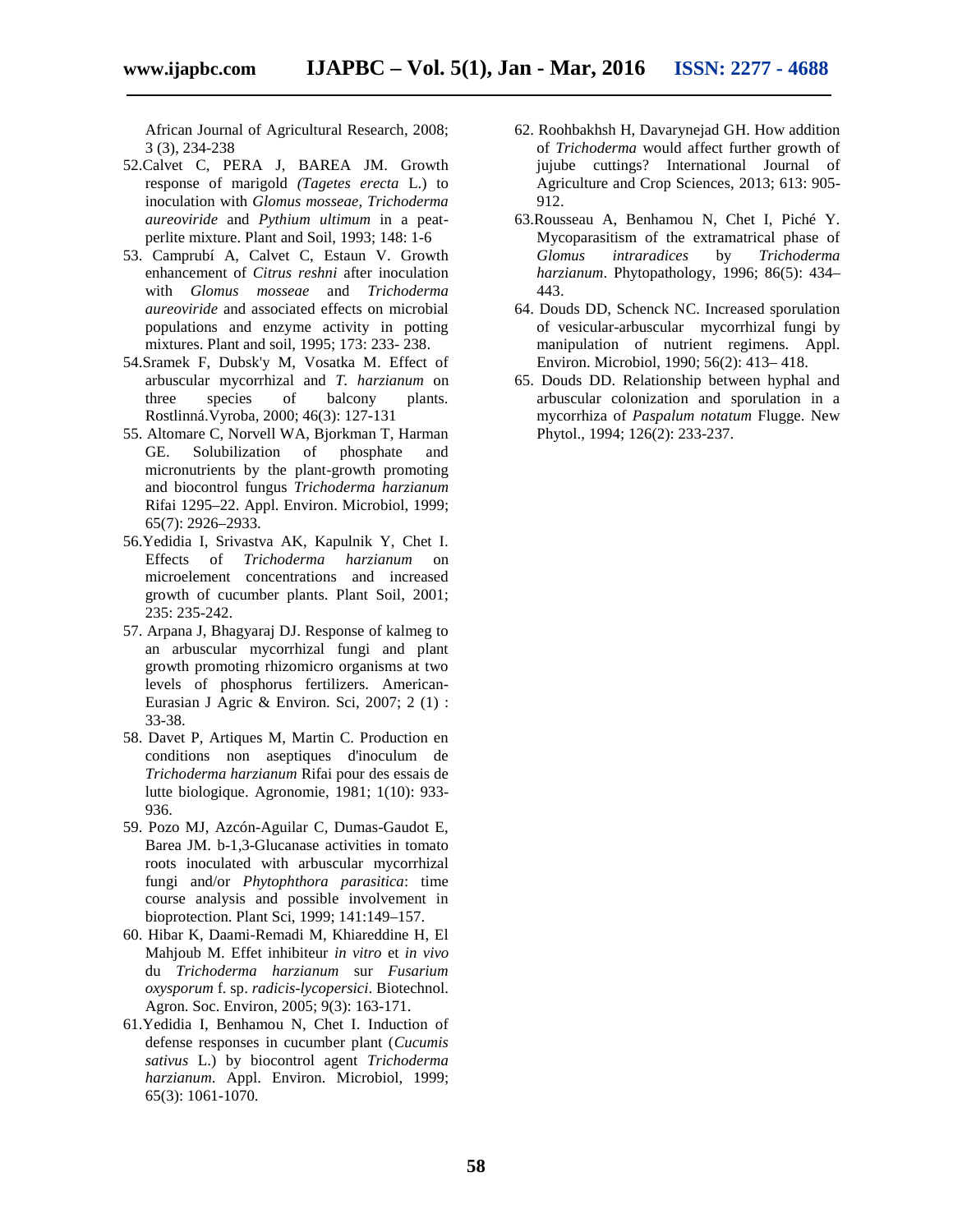African Journal of Agricultural Research, 2008; 3 (3), 234-238

52. Calvet C, PERA J, BAREA JM. Growth response of marigold *(Tagetes erecta* L.) to inoculation with *Glomus mosseae, Trichoderma aureoviride* and *Pythium ultimum* in a peat-perlite mixture. Plant and Soil, 1993; 148: 1-6
53. Camprubí A, Calvet C, Estaun V. Growth enhancement of *Citrus reshni* after inoculation with *Glomus mosseae* and *Trichoderma aureoviride* and associated effects on microbial populations and enzyme activity in potting mixtures. Plant and soil, 1995; 173: 233- 238.
54. Sramek F, Dubsk'y M, Vosatka M. Effect of arbuscular mycorrhizal and *T. harzianum* on three species of balcony plants. Rostlinná.Vyroba, 2000; 46(3): 127-131
55. Altomare C, Norvell WA, Bjorkman T, Harman GE. Solubilization of phosphate and micronutrients by the plant-growth promoting and biocontrol fungus *Trichoderma harzianum* Rifai 1295–22. Appl. Environ. Microbiol, 1999; 65(7): 2926–2933.
56. Yedidia I, Srivastva AK, Kapulnik Y, Chet I. Effects of *Trichoderma harzianum* on microelement concentrations and increased growth of cucumber plants. Plant Soil, 2001; 235: 235-242.
57. Arpana J, Bhagyaraj DJ. Response of kalmeg to an arbuscular mycorrhizal fungi and plant growth promoting rhizomicro organisms at two levels of phosphorus fertilizers. American-Eurasian J Agric & Environ. Sci, 2007; 2 (1) : 33-38.
58. Davet P, Artiques M, Martin C. Production en conditions non aseptiques d'inoculum de *Trichoderma harzianum* Rifai pour des essais de lutte biologique. Agronomie, 1981; 1(10): 933-936.
59. Pozo MJ, Azcón-Aguilar C, Dumas-Gaudot E, Barea JM. b-1,3-Glucanase activities in tomato roots inoculated with arbuscular mycorrhizal fungi and/or *Phytophthora parasitica*: time course analysis and possible involvement in bioprotection. Plant Sci, 1999; 141:149–157.
60. Hibar K, Daami-Remadi M, Khiareddine H, El Mahjoub M. Effet inhibiteur *in vitro* et *in vivo* du *Trichoderma harzianum* sur *Fusarium oxysporum* f. sp. *radicis-lycopersici*. Biotechnol. Agron. Soc. Environ, 2005; 9(3): 163-171.
61. Yedidia I, Benhamou N, Chet I. Induction of defense responses in cucumber plant (*Cucumis sativus* L.) by biocontrol agent *Trichoderma harzianum*. Appl. Environ. Microbiol, 1999; 65(3): 1061-1070.
62. Roohbakhsh H, Davarynejad GH. How addition of *Trichoderma* would affect further growth of jujube cuttings? International Journal of Agriculture and Crop Sciences, 2013; 613: 905-912.
63. Rousseau A, Benhamou N, Chet I, Piché Y. Mycoparasitism of the extramatrical phase of *Glomus intraradices* by *Trichoderma harzianum*. Phytopathology, 1996; 86(5): 434–443.
64. Douds DD, Schenck NC. Increased sporulation of vesicular-arbuscular mycorrhizal fungi by manipulation of nutrient regimens. Appl. Environ. Microbiol, 1990; 56(2): 413– 418.
65. Douds DD. Relationship between hyphal and arbuscular colonization and sporulation in a mycorrhiza of *Paspalum notatum* Flugge. New Phytol., 1994; 126(2): 233-237.